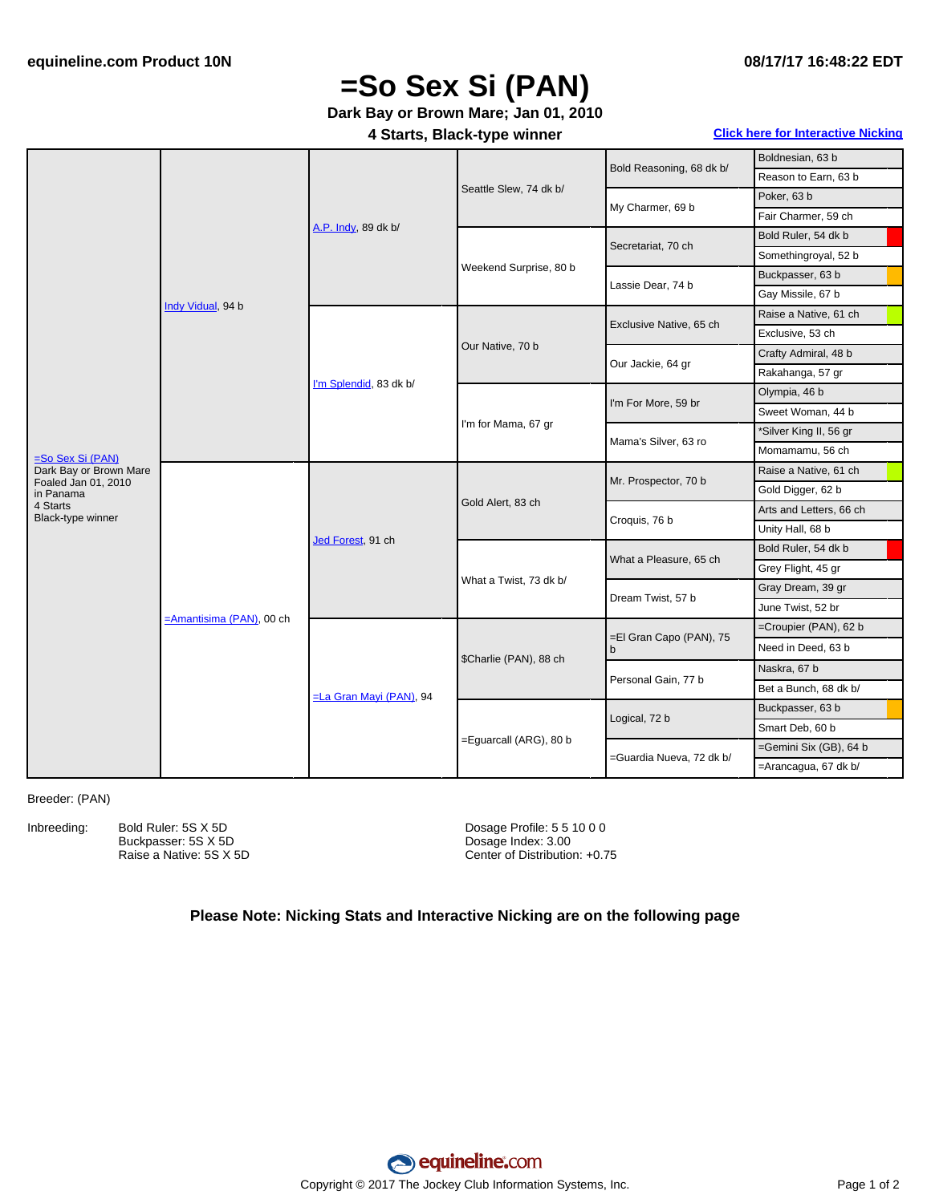# =So Sex Si (PAN)

**Dark Bay or Brown Mare; Jan 01, 2010**

**4 Starts, Black-type winner**

**Click here for Interactive Nicking**

| Horse | Sire/Dam | 2nd Gen | 3rd Gen | 4th Gen | 5th Gen |
|---|---|---|---|---|---|
| =So Sex Si (PAN)<br>Dark Bay or Brown Mare<br>Foaled Jan 01, 2010<br>in Panama<br>4 Starts<br>Black-type winner | Indy Vidual, 94 b | A.P. Indy, 89 dk b/ | Seattle Slew, 74 dk b/ | Bold Reasoning, 68 dk b/ | Boldnesian, 63 b |
| | | | | | Reason to Earn, 63 b |
| | | | | My Charmer, 69 b | Poker, 63 b |
| | | | | | Fair Charmer, 59 ch |
| | | | Weekend Surprise, 80 b | Secretariat, 70 ch | Bold Ruler, 54 dk b |
| | | | | | Somethingroyal, 52 b |
| | | | | Lassie Dear, 74 b | Buckpasser, 63 b |
| | | | | | Gay Missile, 67 b |
| | | I'm Splendid, 83 dk b/ | Our Native, 70 b | Exclusive Native, 65 ch | Raise a Native, 61 ch |
| | | | | | Exclusive, 53 ch |
| | | | | Our Jackie, 64 gr | Crafty Admiral, 48 b |
| | | | | | Rakahanga, 57 gr |
| | | | I'm for Mama, 67 gr | I'm For More, 59 br | Olympia, 46 b |
| | | | | | Sweet Woman, 44 b |
| | | | | Mama's Silver, 63 ro | *Silver King II, 56 gr |
| | | | | | Momamamu, 56 ch |
| | =Amantisima (PAN), 00 ch | Jed Forest, 91 ch | Gold Alert, 83 ch | Mr. Prospector, 70 b | Raise a Native, 61 ch |
| | | | | | Gold Digger, 62 b |
| | | | | Croquis, 76 b | Arts and Letters, 66 ch |
| | | | | | Unity Hall, 68 b |
| | | | What a Twist, 73 dk b/ | What a Pleasure, 65 ch | Bold Ruler, 54 dk b |
| | | | | | Grey Flight, 45 gr |
| | | | | Dream Twist, 57 b | Gray Dream, 39 gr |
| | | | | | June Twist, 52 br |
| | | =La Gran Mayi (PAN), 94 | $Charlie (PAN), 88 ch | =El Gran Capo (PAN), 75 b | =Croupier (PAN), 62 b |
| | | | | | Need in Deed, 63 b |
| | | | | Personal Gain, 77 b | Naskra, 67 b |
| | | | | | Bet a Bunch, 68 dk b/ |
| | | | =Eguarcall (ARG), 80 b | Logical, 72 b | Buckpasser, 63 b |
| | | | | | Smart Deb, 60 b |
| | | | | =Guardia Nueva, 72 dk b/ | =Gemini Six (GB), 64 b |
| | | | | | =Arancagua, 67 dk b/ |

Breeder: (PAN)

Inbreeding:
- Bold Ruler: 5S X 5D
- Buckpasser: 5S X 5D
- Raise a Native: 5S X 5D

Dosage Profile: 5 5 10 0 0
Dosage Index: 3.00
Center of Distribution: +0.75

**Please Note: Nicking Stats and Interactive Nicking are on the following page**

Copyright © 2017 The Jockey Club Information Systems, Inc.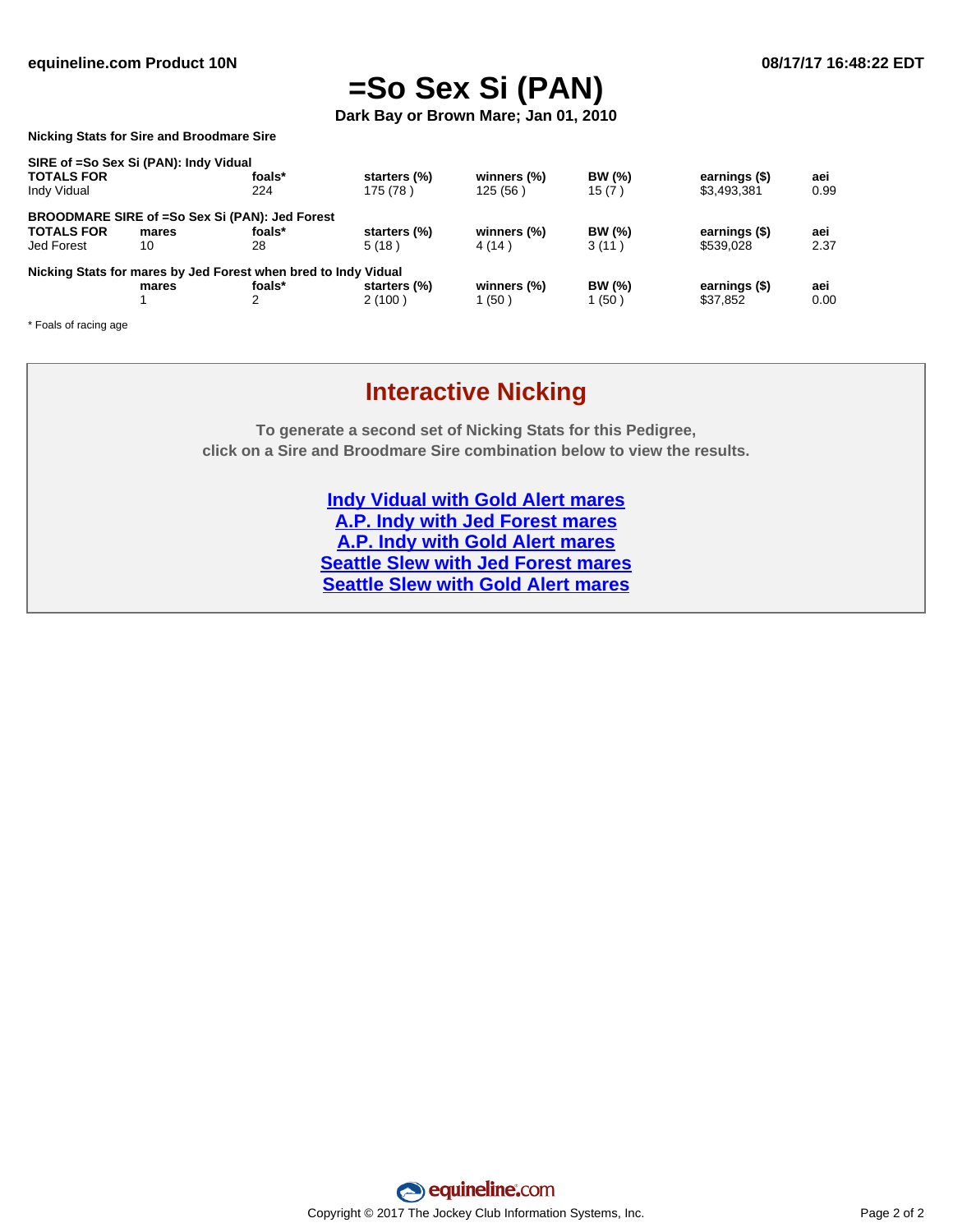# =So Sex Si (PAN)

**Dark Bay or Brown Mare; Jan 01, 2010**

**Nicking Stats for Sire and Broodmare Sire**

**SIRE of =So Sex Si (PAN): Indy Vidual**

| TOTALS FOR | | foals* | starters (%) | winners (%) | BW (%) | earnings ($) | aei |
|---|---|---|---|---|---|---|---|
| Indy Vidual | | 224 | 175 (78 ) | 125 (56 ) | 15 (7 ) | $3,493,381 | 0.99 |

**BROODMARE SIRE of =So Sex Si (PAN): Jed Forest**

| TOTALS FOR | mares | foals* | starters (%) | winners (%) | BW (%) | earnings ($) | aei |
|---|---|---|---|---|---|---|---|
| Jed Forest | 10 | 28 | 5 (18 ) | 4 (14 ) | 3 (11 ) | $539,028 | 2.37 |

**Nicking Stats for mares by Jed Forest when bred to Indy Vidual**

| | mares | foals* | starters (%) | winners (%) | BW (%) | earnings ($) | aei |
|---|---|---|---|---|---|---|---|
| | 1 | 2 | 2 (100 ) | 1 (50 ) | 1 (50 ) | $37,852 | 0.00 |

* Foals of racing age

## Interactive Nicking

**To generate a second set of Nicking Stats for this Pedigree, click on a Sire and Broodmare Sire combination below to view the results.**

**Indy Vidual with Gold Alert mares**
**A.P. Indy with Jed Forest mares**
**A.P. Indy with Gold Alert mares**
**Seattle Slew with Jed Forest mares**
**Seattle Slew with Gold Alert mares**